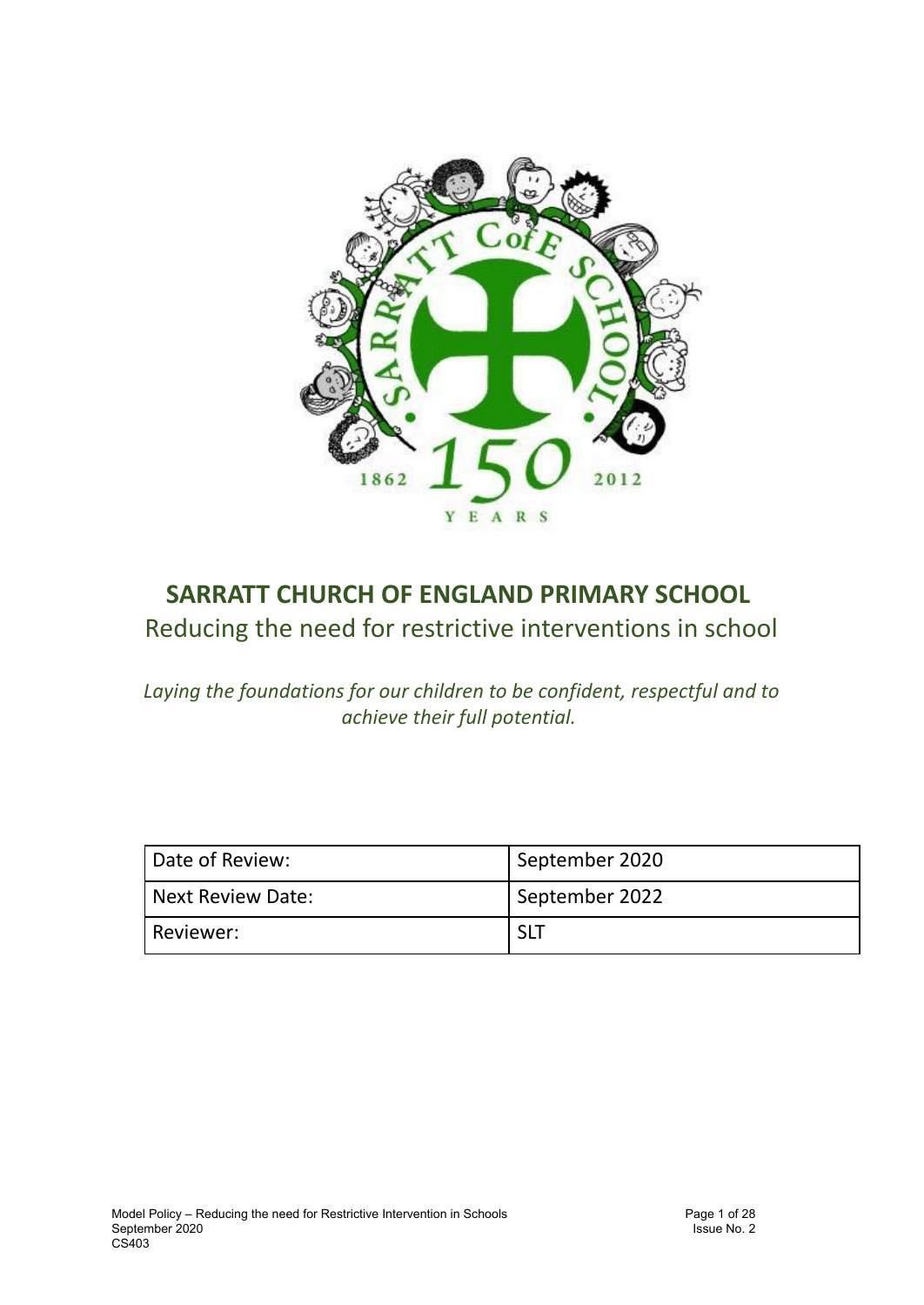# SARRATT CHURCH OF ENGLAND PRIMARY SCHOOL

## Reducing the need for restrictive interventions in school

*Laying the foundations for our children to be confident, respectful and to achieve their full potential.*

| Date of Review: | September 2020 |
|---|---|
| Next Review Date: | September 2022 |
| Reviewer: | SLT |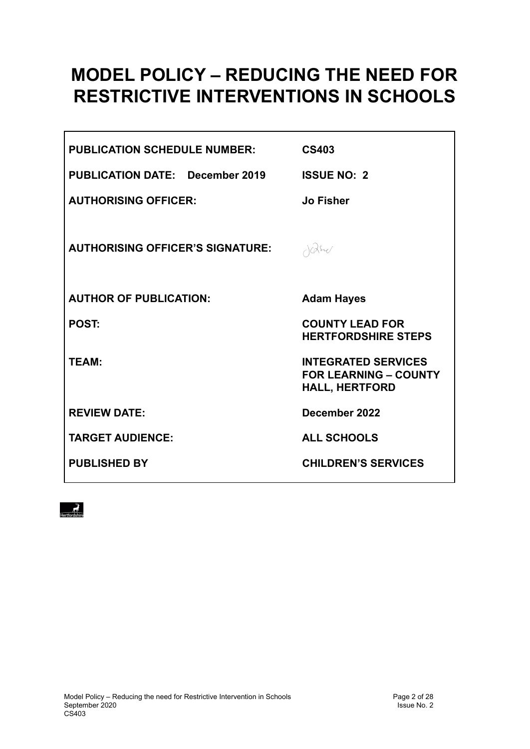# MODEL POLICY – REDUCING THE NEED FOR RESTRICTIVE INTERVENTIONS IN SCHOOLS

| | |
|---|---|
| **PUBLICATION SCHEDULE NUMBER:** | **CS403** |
| **PUBLICATION DATE: December 2019** | **ISSUE NO: 2** |
| **AUTHORISING OFFICER:** | **Jo Fisher** |
| **AUTHORISING OFFICER'S SIGNATURE:** | |
| **AUTHOR OF PUBLICATION:** | **Adam Hayes** |
| **POST:** | **COUNTY LEAD FOR HERTFORDSHIRE STEPS** |
| **TEAM:** | **INTEGRATED SERVICES FOR LEARNING – COUNTY HALL, HERTFORD** |
| **REVIEW DATE:** | **December 2022** |
| **TARGET AUDIENCE:** | **ALL SCHOOLS** |
| **PUBLISHED BY** | **CHILDREN'S SERVICES** |

Hertfordshire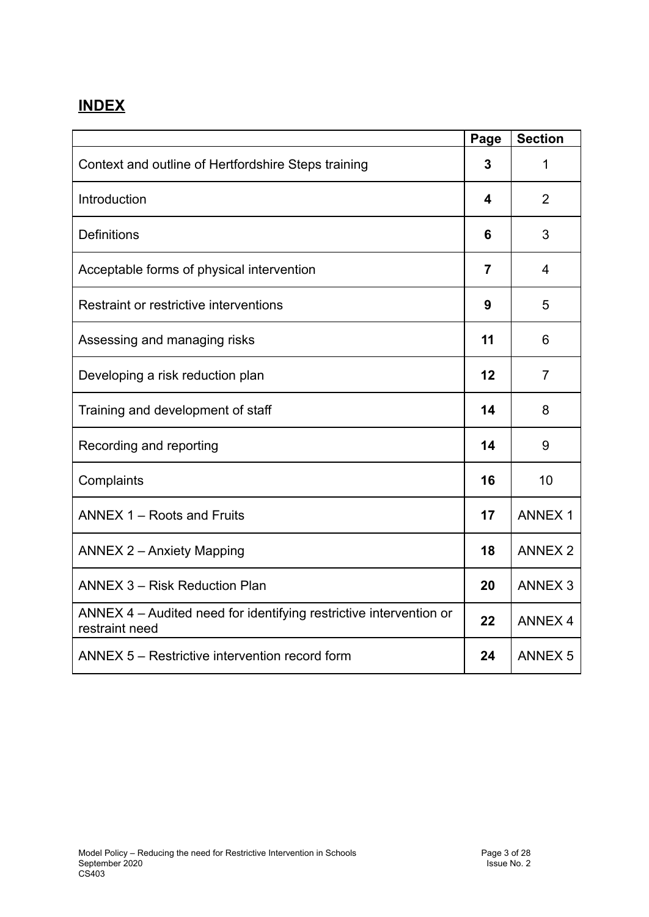## **INDEX**

| | Page | Section |
|---|---|---|
| Context and outline of Hertfordshire Steps training | **3** | 1 |
| Introduction | **4** | 2 |
| Definitions | **6** | 3 |
| Acceptable forms of physical intervention | **7** | 4 |
| Restraint or restrictive interventions | **9** | 5 |
| Assessing and managing risks | **11** | 6 |
| Developing a risk reduction plan | **12** | 7 |
| Training and development of staff | **14** | 8 |
| Recording and reporting | **14** | 9 |
| Complaints | **16** | 10 |
| ANNEX 1 – Roots and Fruits | **17** | ANNEX 1 |
| ANNEX 2 – Anxiety Mapping | **18** | ANNEX 2 |
| ANNEX 3 – Risk Reduction Plan | **20** | ANNEX 3 |
| ANNEX 4 – Audited need for identifying restrictive intervention or restraint need | **22** | ANNEX 4 |
| ANNEX 5 – Restrictive intervention record form | **24** | ANNEX 5 |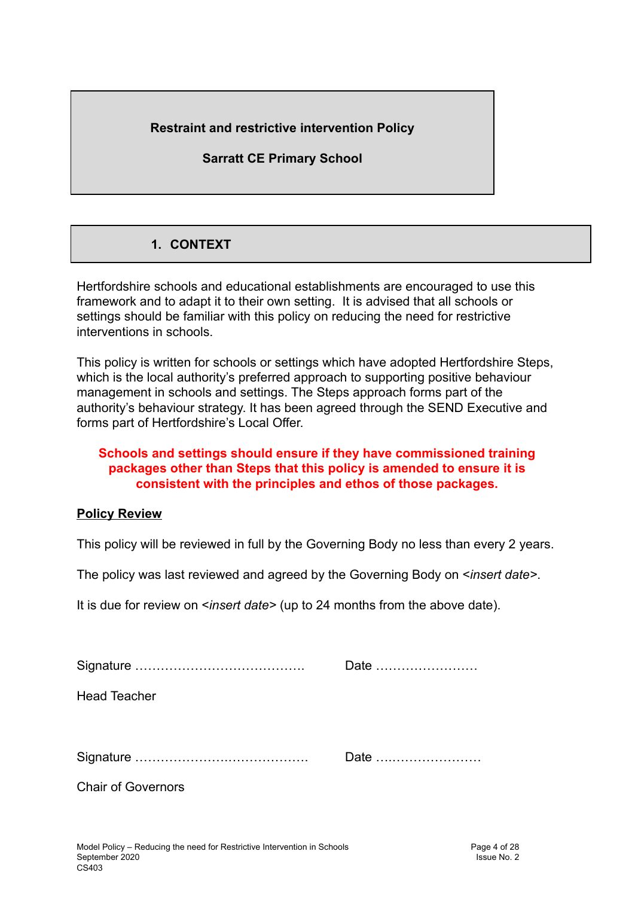**Restraint and restrictive intervention Policy**

**Sarratt CE Primary School**

## 1. CONTEXT

Hertfordshire schools and educational establishments are encouraged to use this framework and to adapt it to their own setting. It is advised that all schools or settings should be familiar with this policy on reducing the need for restrictive interventions in schools.

This policy is written for schools or settings which have adopted Hertfordshire Steps, which is the local authority's preferred approach to supporting positive behaviour management in schools and settings. The Steps approach forms part of the authority's behaviour strategy. It has been agreed through the SEND Executive and forms part of Hertfordshire's Local Offer.

**Schools and settings should ensure if they have commissioned training packages other than Steps that this policy is amended to ensure it is consistent with the principles and ethos of those packages.**

**Policy Review**

This policy will be reviewed in full by the Governing Body no less than every 2 years.

The policy was last reviewed and agreed by the Governing Body on <*insert date*>.

It is due for review on <*insert date*> (up to 24 months from the above date).

Signature …………………………………. Date ……………………

Head Teacher

Signature …………………….…………… Date ……………………

Chair of Governors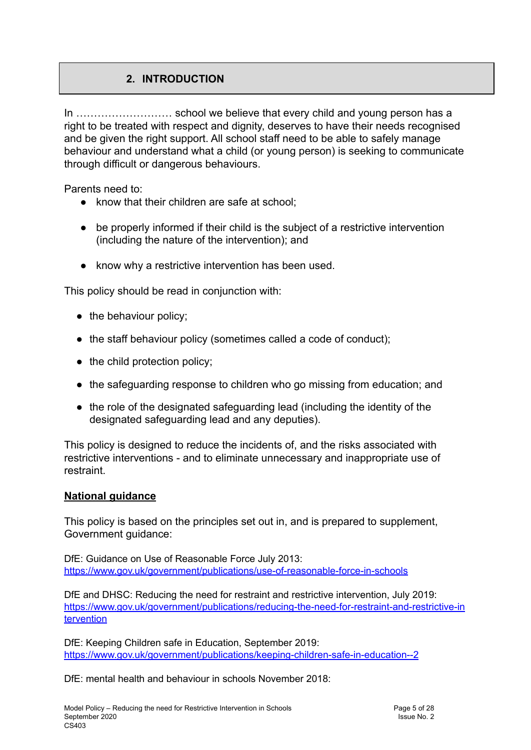## 2. INTRODUCTION

In ……………………… school we believe that every child and young person has a right to be treated with respect and dignity, deserves to have their needs recognised and be given the right support. All school staff need to be able to safely manage behaviour and understand what a child (or young person) is seeking to communicate through difficult or dangerous behaviours.

Parents need to:

- know that their children are safe at school;
- be properly informed if their child is the subject of a restrictive intervention (including the nature of the intervention); and
- know why a restrictive intervention has been used.

This policy should be read in conjunction with:

- the behaviour policy;
- the staff behaviour policy (sometimes called a code of conduct);
- the child protection policy;
- the safeguarding response to children who go missing from education; and
- the role of the designated safeguarding lead (including the identity of the designated safeguarding lead and any deputies).

This policy is designed to reduce the incidents of, and the risks associated with restrictive interventions - and to eliminate unnecessary and inappropriate use of restraint.

**National guidance**

This policy is based on the principles set out in, and is prepared to supplement, Government guidance:

DfE: Guidance on Use of Reasonable Force July 2013:
https://www.gov.uk/government/publications/use-of-reasonable-force-in-schools

DfE and DHSC: Reducing the need for restraint and restrictive intervention, July 2019:
https://www.gov.uk/government/publications/reducing-the-need-for-restraint-and-restrictive-intervention

DfE: Keeping Children safe in Education, September 2019:
https://www.gov.uk/government/publications/keeping-children-safe-in-education--2

DfE: mental health and behaviour in schools November 2018: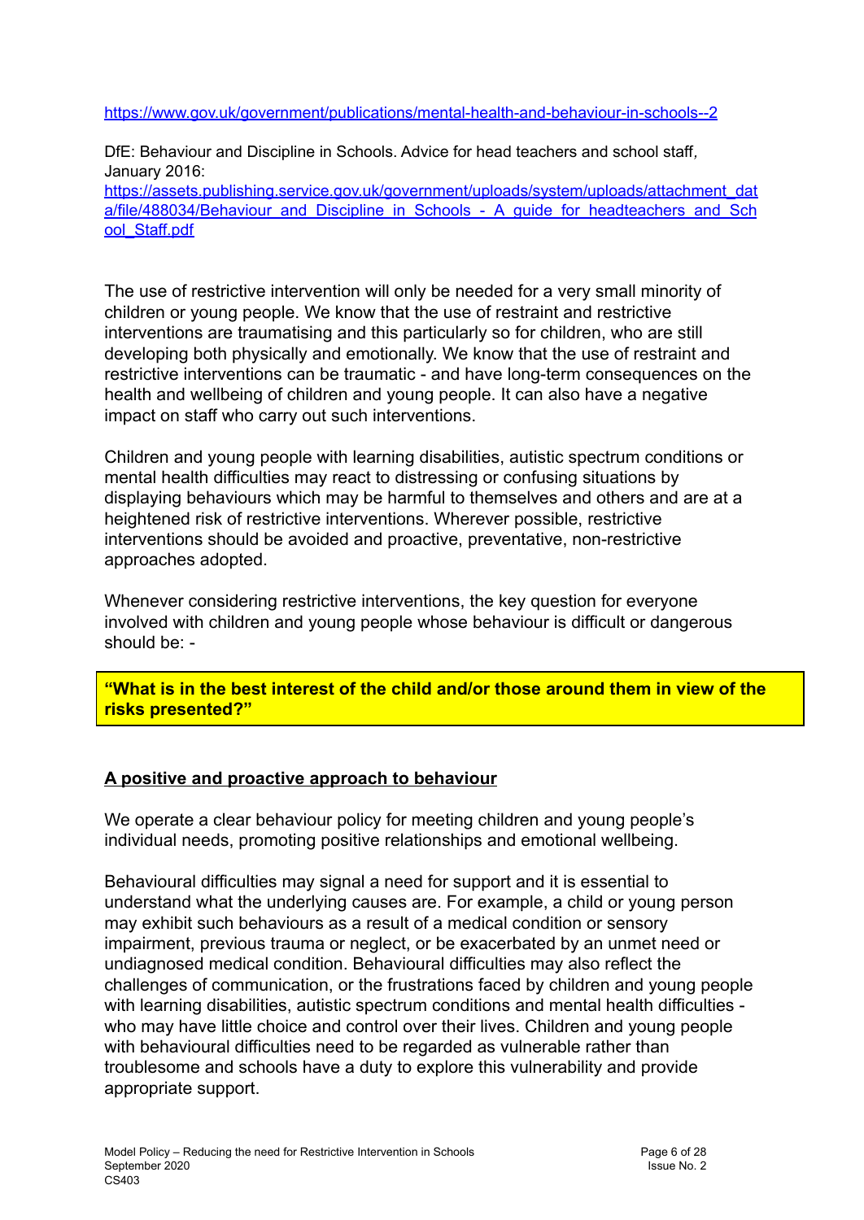https://www.gov.uk/government/publications/mental-health-and-behaviour-in-schools--2

DfE: Behaviour and Discipline in Schools. Advice for head teachers and school staff, January 2016:
https://assets.publishing.service.gov.uk/government/uploads/system/uploads/attachment_data/file/488034/Behaviour_and_Discipline_in_Schools_-_A_guide_for_headteachers_and_School_Staff.pdf

The use of restrictive intervention will only be needed for a very small minority of children or young people. We know that the use of restraint and restrictive interventions are traumatising and this particularly so for children, who are still developing both physically and emotionally. We know that the use of restraint and restrictive interventions can be traumatic - and have long-term consequences on the health and wellbeing of children and young people. It can also have a negative impact on staff who carry out such interventions.

Children and young people with learning disabilities, autistic spectrum conditions or mental health difficulties may react to distressing or confusing situations by displaying behaviours which may be harmful to themselves and others and are at a heightened risk of restrictive interventions. Wherever possible, restrictive interventions should be avoided and proactive, preventative, non-restrictive approaches adopted.

Whenever considering restrictive interventions, the key question for everyone involved with children and young people whose behaviour is difficult or dangerous should be: -

**"What is in the best interest of the child and/or those around them in view of the risks presented?"**

## A positive and proactive approach to behaviour

We operate a clear behaviour policy for meeting children and young people's individual needs, promoting positive relationships and emotional wellbeing.

Behavioural difficulties may signal a need for support and it is essential to understand what the underlying causes are. For example, a child or young person may exhibit such behaviours as a result of a medical condition or sensory impairment, previous trauma or neglect, or be exacerbated by an unmet need or undiagnosed medical condition. Behavioural difficulties may also reflect the challenges of communication, or the frustrations faced by children and young people with learning disabilities, autistic spectrum conditions and mental health difficulties - who may have little choice and control over their lives. Children and young people with behavioural difficulties need to be regarded as vulnerable rather than troublesome and schools have a duty to explore this vulnerability and provide appropriate support.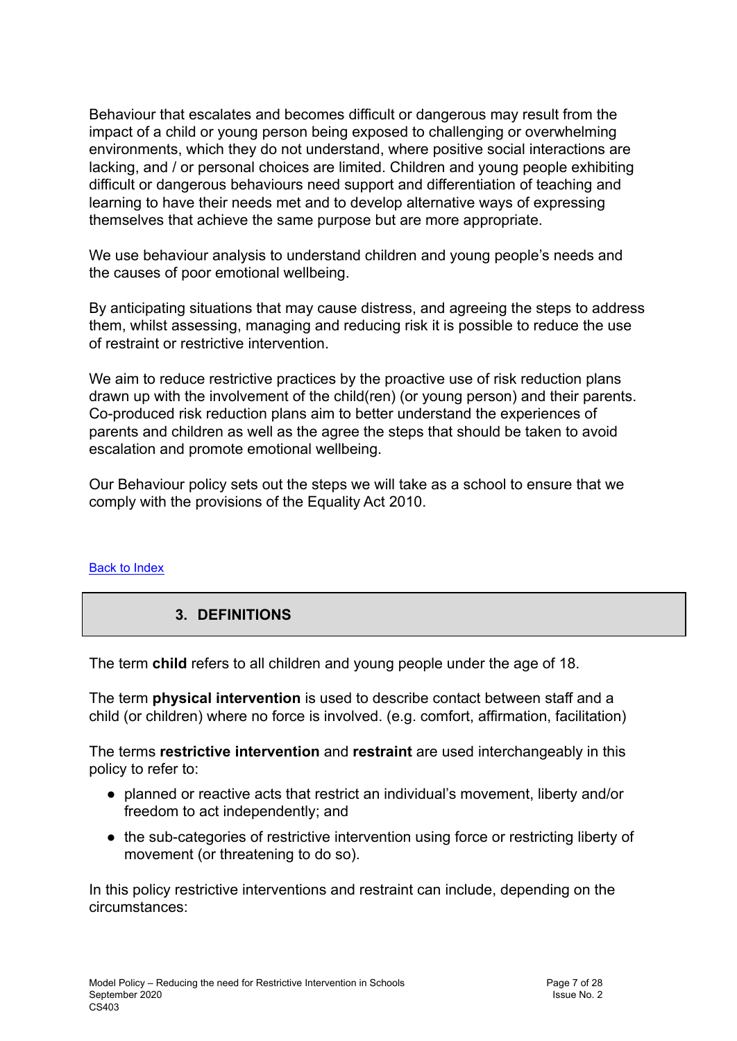Behaviour that escalates and becomes difficult or dangerous may result from the impact of a child or young person being exposed to challenging or overwhelming environments, which they do not understand, where positive social interactions are lacking, and / or personal choices are limited. Children and young people exhibiting difficult or dangerous behaviours need support and differentiation of teaching and learning to have their needs met and to develop alternative ways of expressing themselves that achieve the same purpose but are more appropriate.

We use behaviour analysis to understand children and young people's needs and the causes of poor emotional wellbeing.

By anticipating situations that may cause distress, and agreeing the steps to address them, whilst assessing, managing and reducing risk it is possible to reduce the use of restraint or restrictive intervention.

We aim to reduce restrictive practices by the proactive use of risk reduction plans drawn up with the involvement of the child(ren) (or young person) and their parents. Co-produced risk reduction plans aim to better understand the experiences of parents and children as well as the agree the steps that should be taken to avoid escalation and promote emotional wellbeing.

Our Behaviour policy sets out the steps we will take as a school to ensure that we comply with the provisions of the Equality Act 2010.

Back to Index

## 3. DEFINITIONS

The term **child** refers to all children and young people under the age of 18.

The term **physical intervention** is used to describe contact between staff and a child (or children) where no force is involved. (e.g. comfort, affirmation, facilitation)

The terms **restrictive intervention** and **restraint** are used interchangeably in this policy to refer to:

- planned or reactive acts that restrict an individual's movement, liberty and/or freedom to act independently; and
- the sub-categories of restrictive intervention using force or restricting liberty of movement (or threatening to do so).

In this policy restrictive interventions and restraint can include, depending on the circumstances: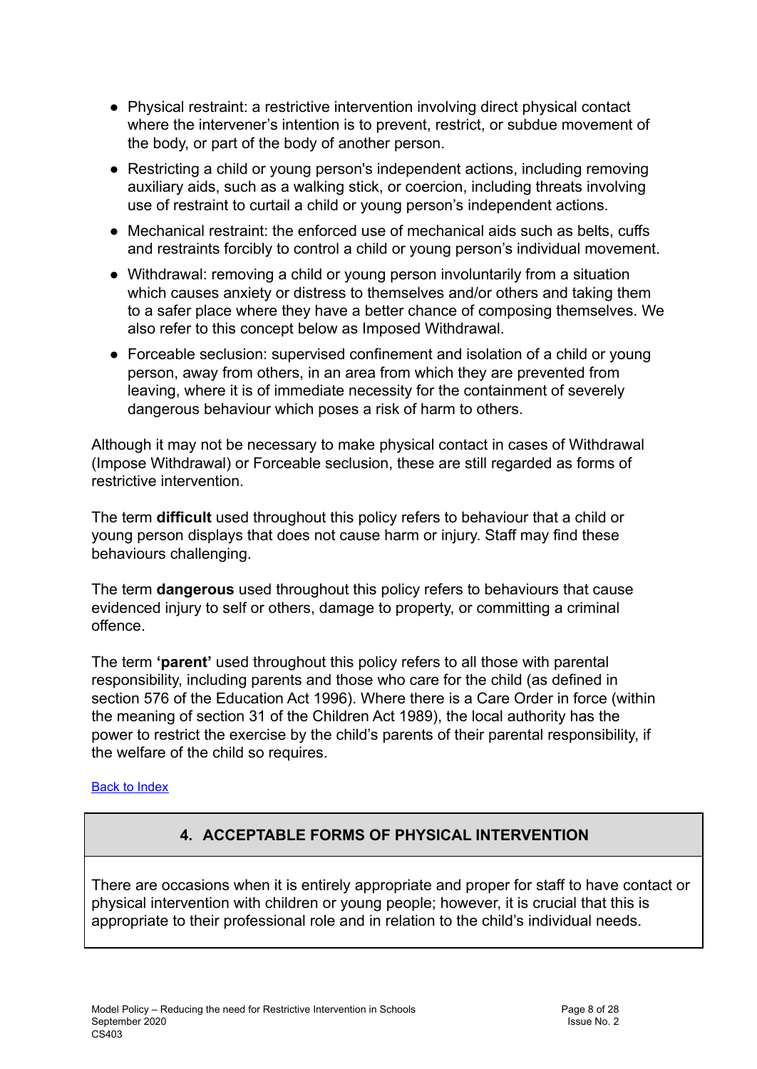- Physical restraint: a restrictive intervention involving direct physical contact where the intervener's intention is to prevent, restrict, or subdue movement of the body, or part of the body of another person.
- Restricting a child or young person's independent actions, including removing auxiliary aids, such as a walking stick, or coercion, including threats involving use of restraint to curtail a child or young person's independent actions.
- Mechanical restraint: the enforced use of mechanical aids such as belts, cuffs and restraints forcibly to control a child or young person's individual movement.
- Withdrawal: removing a child or young person involuntarily from a situation which causes anxiety or distress to themselves and/or others and taking them to a safer place where they have a better chance of composing themselves. We also refer to this concept below as Imposed Withdrawal.
- Forceable seclusion: supervised confinement and isolation of a child or young person, away from others, in an area from which they are prevented from leaving, where it is of immediate necessity for the containment of severely dangerous behaviour which poses a risk of harm to others.

Although it may not be necessary to make physical contact in cases of Withdrawal (Impose Withdrawal) or Forceable seclusion, these are still regarded as forms of restrictive intervention.

The term **difficult** used throughout this policy refers to behaviour that a child or young person displays that does not cause harm or injury. Staff may find these behaviours challenging.

The term **dangerous** used throughout this policy refers to behaviours that cause evidenced injury to self or others, damage to property, or committing a criminal offence.

The term **'parent'** used throughout this policy refers to all those with parental responsibility, including parents and those who care for the child (as defined in section 576 of the Education Act 1996). Where there is a Care Order in force (within the meaning of section 31 of the Children Act 1989), the local authority has the power to restrict the exercise by the child's parents of their parental responsibility, if the welfare of the child so requires.

Back to Index

## 4. ACCEPTABLE FORMS OF PHYSICAL INTERVENTION

There are occasions when it is entirely appropriate and proper for staff to have contact or physical intervention with children or young people; however, it is crucial that this is appropriate to their professional role and in relation to the child's individual needs.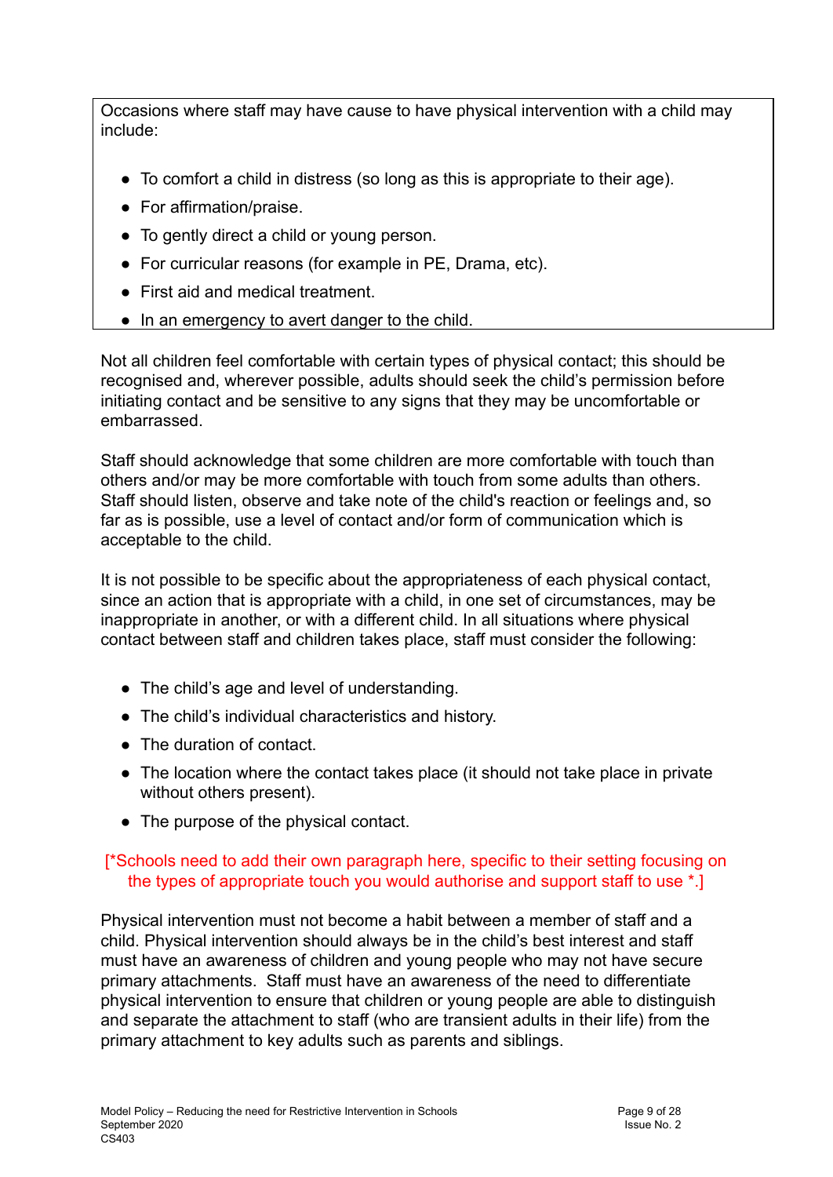Occasions where staff may have cause to have physical intervention with a child may include:

- To comfort a child in distress (so long as this is appropriate to their age).
- For affirmation/praise.
- To gently direct a child or young person.
- For curricular reasons (for example in PE, Drama, etc).
- First aid and medical treatment.
- In an emergency to avert danger to the child.

Not all children feel comfortable with certain types of physical contact; this should be recognised and, wherever possible, adults should seek the child's permission before initiating contact and be sensitive to any signs that they may be uncomfortable or embarrassed.

Staff should acknowledge that some children are more comfortable with touch than others and/or may be more comfortable with touch from some adults than others. Staff should listen, observe and take note of the child's reaction or feelings and, so far as is possible, use a level of contact and/or form of communication which is acceptable to the child.

It is not possible to be specific about the appropriateness of each physical contact, since an action that is appropriate with a child, in one set of circumstances, may be inappropriate in another, or with a different child. In all situations where physical contact between staff and children takes place, staff must consider the following:

- The child's age and level of understanding.
- The child's individual characteristics and history.
- The duration of contact.
- The location where the contact takes place (it should not take place in private without others present).
- The purpose of the physical contact.

[*Schools need to add their own paragraph here, specific to their setting focusing on the types of appropriate touch you would authorise and support staff to use *.]

Physical intervention must not become a habit between a member of staff and a child. Physical intervention should always be in the child's best interest and staff must have an awareness of children and young people who may not have secure primary attachments. Staff must have an awareness of the need to differentiate physical intervention to ensure that children or young people are able to distinguish and separate the attachment to staff (who are transient adults in their life) from the primary attachment to key adults such as parents and siblings.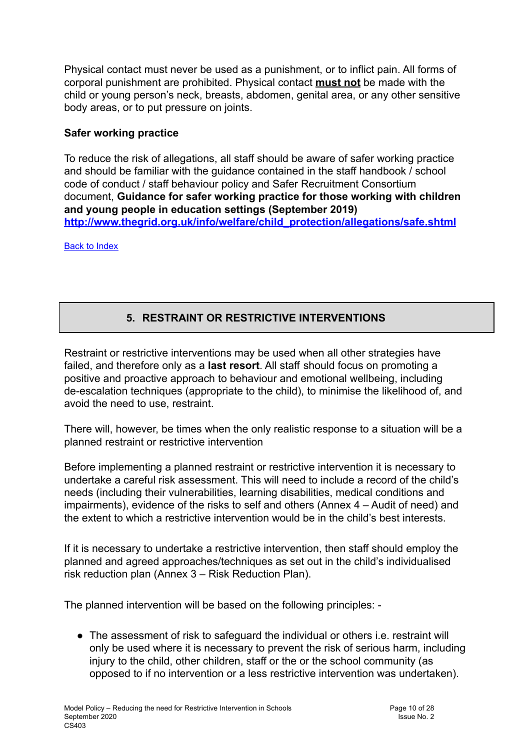Physical contact must never be used as a punishment, or to inflict pain. All forms of corporal punishment are prohibited. Physical contact **must not** be made with the child or young person's neck, breasts, abdomen, genital area, or any other sensitive body areas, or to put pressure on joints.

**Safer working practice**

To reduce the risk of allegations, all staff should be aware of safer working practice and should be familiar with the guidance contained in the staff handbook / school code of conduct / staff behaviour policy and Safer Recruitment Consortium document, **Guidance for safer working practice for those working with children and young people in education settings (September 2019)** **http://www.thegrid.org.uk/info/welfare/child_protection/allegations/safe.shtml**

Back to Index

## 5. RESTRAINT OR RESTRICTIVE INTERVENTIONS

Restraint or restrictive interventions may be used when all other strategies have failed, and therefore only as a **last resort**. All staff should focus on promoting a positive and proactive approach to behaviour and emotional wellbeing, including de-escalation techniques (appropriate to the child), to minimise the likelihood of, and avoid the need to use, restraint.

There will, however, be times when the only realistic response to a situation will be a planned restraint or restrictive intervention

Before implementing a planned restraint or restrictive intervention it is necessary to undertake a careful risk assessment. This will need to include a record of the child's needs (including their vulnerabilities, learning disabilities, medical conditions and impairments), evidence of the risks to self and others (Annex 4 – Audit of need) and the extent to which a restrictive intervention would be in the child's best interests.

If it is necessary to undertake a restrictive intervention, then staff should employ the planned and agreed approaches/techniques as set out in the child's individualised risk reduction plan (Annex 3 – Risk Reduction Plan).

The planned intervention will be based on the following principles: -

- The assessment of risk to safeguard the individual or others i.e. restraint will only be used where it is necessary to prevent the risk of serious harm, including injury to the child, other children, staff or the or the school community (as opposed to if no intervention or a less restrictive intervention was undertaken).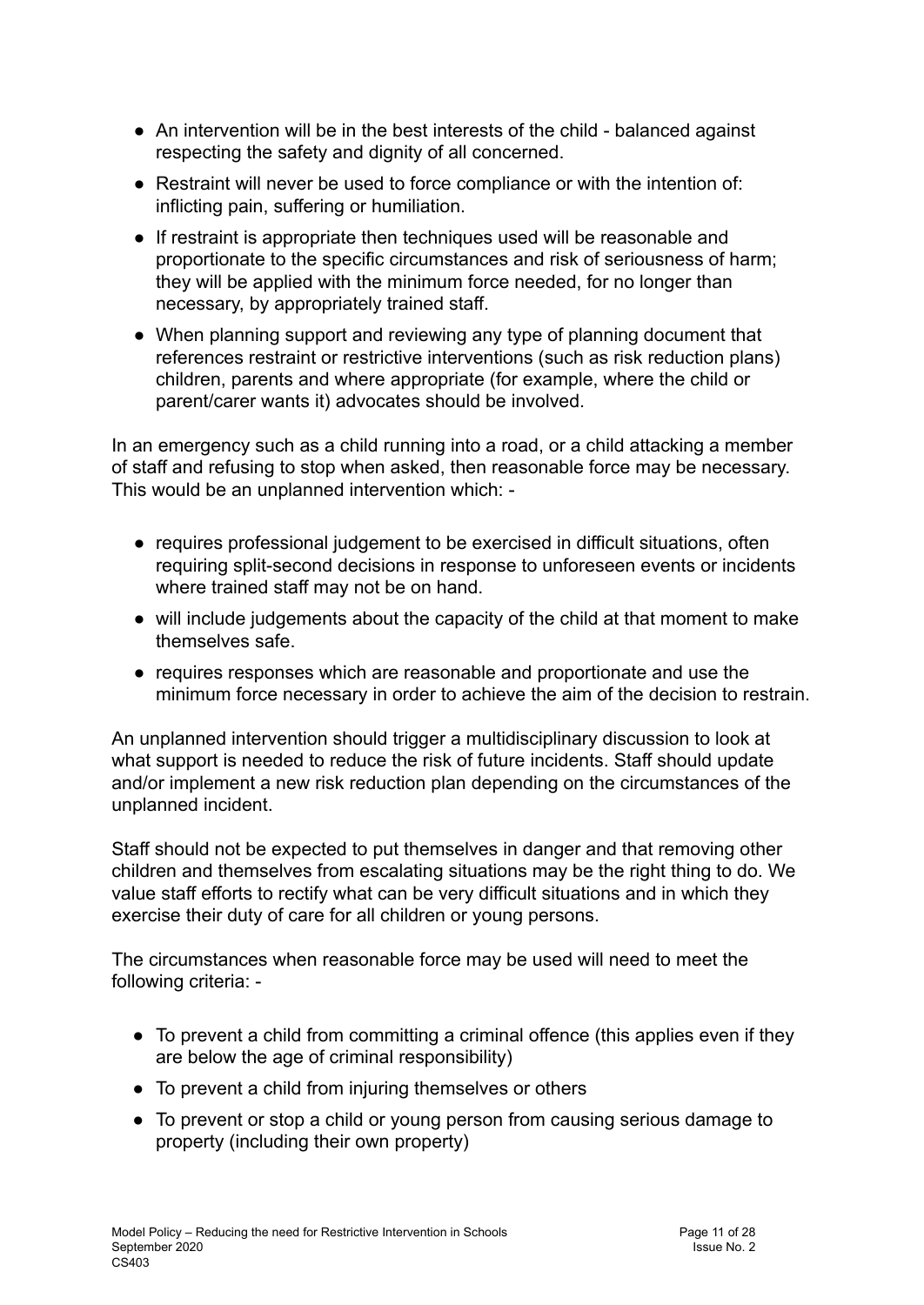- An intervention will be in the best interests of the child - balanced against respecting the safety and dignity of all concerned.
- Restraint will never be used to force compliance or with the intention of: inflicting pain, suffering or humiliation.
- If restraint is appropriate then techniques used will be reasonable and proportionate to the specific circumstances and risk of seriousness of harm; they will be applied with the minimum force needed, for no longer than necessary, by appropriately trained staff.
- When planning support and reviewing any type of planning document that references restraint or restrictive interventions (such as risk reduction plans) children, parents and where appropriate (for example, where the child or parent/carer wants it) advocates should be involved.

In an emergency such as a child running into a road, or a child attacking a member of staff and refusing to stop when asked, then reasonable force may be necessary. This would be an unplanned intervention which: -

- requires professional judgement to be exercised in difficult situations, often requiring split-second decisions in response to unforeseen events or incidents where trained staff may not be on hand.
- will include judgements about the capacity of the child at that moment to make themselves safe.
- requires responses which are reasonable and proportionate and use the minimum force necessary in order to achieve the aim of the decision to restrain.

An unplanned intervention should trigger a multidisciplinary discussion to look at what support is needed to reduce the risk of future incidents. Staff should update and/or implement a new risk reduction plan depending on the circumstances of the unplanned incident.

Staff should not be expected to put themselves in danger and that removing other children and themselves from escalating situations may be the right thing to do. We value staff efforts to rectify what can be very difficult situations and in which they exercise their duty of care for all children or young persons.

The circumstances when reasonable force may be used will need to meet the following criteria: -

- To prevent a child from committing a criminal offence (this applies even if they are below the age of criminal responsibility)
- To prevent a child from injuring themselves or others
- To prevent or stop a child or young person from causing serious damage to property (including their own property)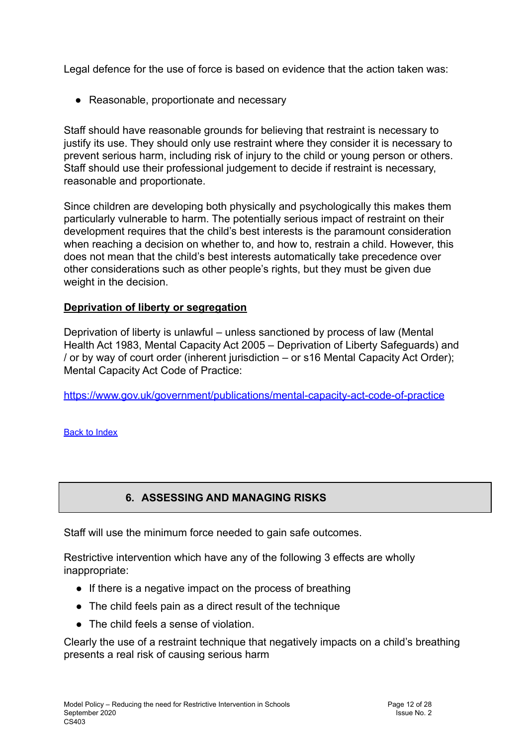Legal defence for the use of force is based on evidence that the action taken was:

- Reasonable, proportionate and necessary

Staff should have reasonable grounds for believing that restraint is necessary to justify its use. They should only use restraint where they consider it is necessary to prevent serious harm, including risk of injury to the child or young person or others. Staff should use their professional judgement to decide if restraint is necessary, reasonable and proportionate.

Since children are developing both physically and psychologically this makes them particularly vulnerable to harm. The potentially serious impact of restraint on their development requires that the child's best interests is the paramount consideration when reaching a decision on whether to, and how to, restrain a child. However, this does not mean that the child's best interests automatically take precedence over other considerations such as other people's rights, but they must be given due weight in the decision.

**Deprivation of liberty or segregation**

Deprivation of liberty is unlawful – unless sanctioned by process of law (Mental Health Act 1983, Mental Capacity Act 2005 – Deprivation of Liberty Safeguards) and / or by way of court order (inherent jurisdiction – or s16 Mental Capacity Act Order); Mental Capacity Act Code of Practice:

[https://www.gov.uk/government/publications/mental-capacity-act-code-of-practice](https://www.gov.uk/government/publications/mental-capacity-act-code-of-practice)

Back to Index

## 6. ASSESSING AND MANAGING RISKS

Staff will use the minimum force needed to gain safe outcomes.

Restrictive intervention which have any of the following 3 effects are wholly inappropriate:

- If there is a negative impact on the process of breathing
- The child feels pain as a direct result of the technique
- The child feels a sense of violation.

Clearly the use of a restraint technique that negatively impacts on a child's breathing presents a real risk of causing serious harm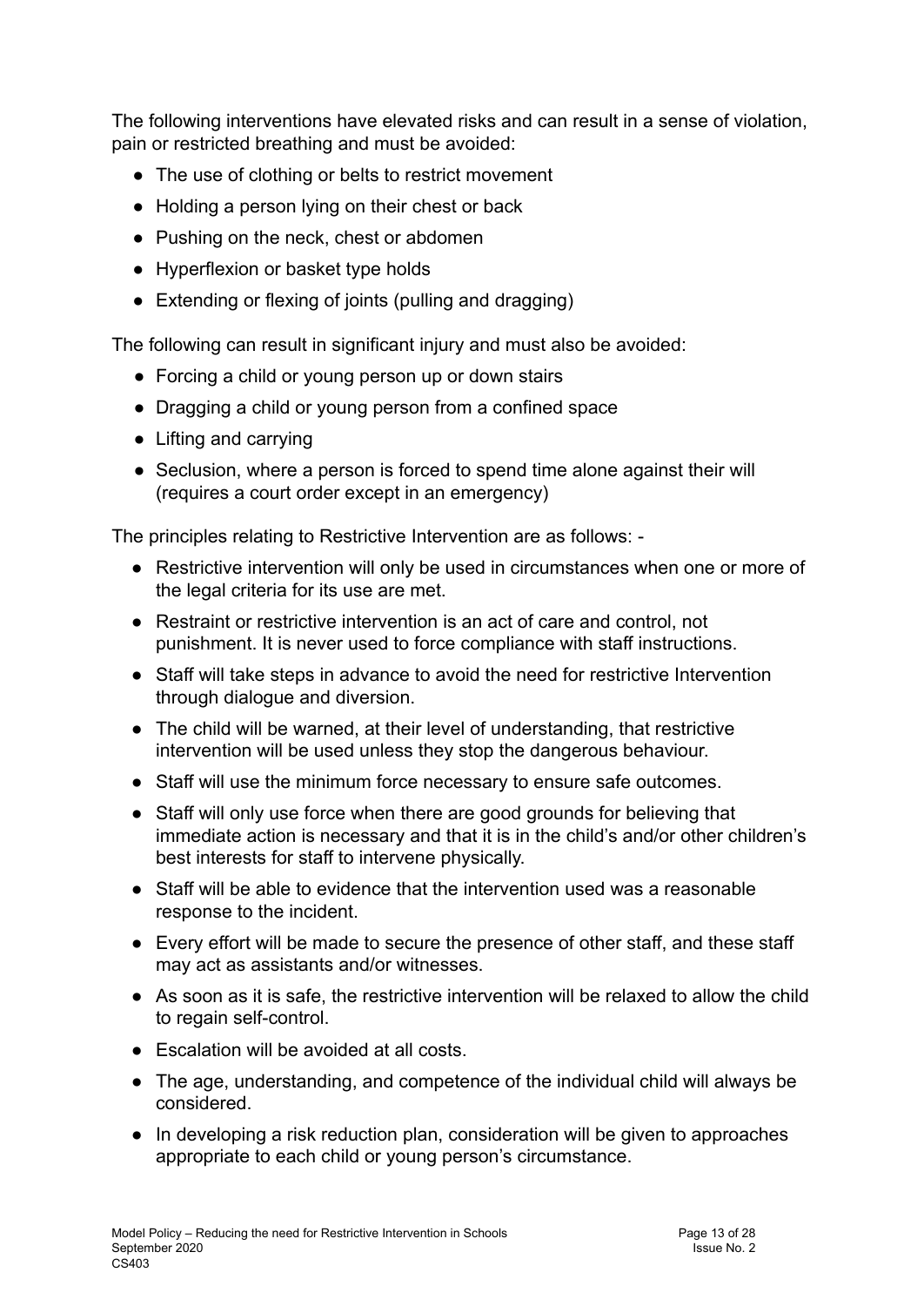The following interventions have elevated risks and can result in a sense of violation, pain or restricted breathing and must be avoided:

- The use of clothing or belts to restrict movement
- Holding a person lying on their chest or back
- Pushing on the neck, chest or abdomen
- Hyperflexion or basket type holds
- Extending or flexing of joints (pulling and dragging)

The following can result in significant injury and must also be avoided:

- Forcing a child or young person up or down stairs
- Dragging a child or young person from a confined space
- Lifting and carrying
- Seclusion, where a person is forced to spend time alone against their will (requires a court order except in an emergency)

The principles relating to Restrictive Intervention are as follows: -

- Restrictive intervention will only be used in circumstances when one or more of the legal criteria for its use are met.
- Restraint or restrictive intervention is an act of care and control, not punishment. It is never used to force compliance with staff instructions.
- Staff will take steps in advance to avoid the need for restrictive Intervention through dialogue and diversion.
- The child will be warned, at their level of understanding, that restrictive intervention will be used unless they stop the dangerous behaviour.
- Staff will use the minimum force necessary to ensure safe outcomes.
- Staff will only use force when there are good grounds for believing that immediate action is necessary and that it is in the child's and/or other children's best interests for staff to intervene physically.
- Staff will be able to evidence that the intervention used was a reasonable response to the incident.
- Every effort will be made to secure the presence of other staff, and these staff may act as assistants and/or witnesses.
- As soon as it is safe, the restrictive intervention will be relaxed to allow the child to regain self-control.
- Escalation will be avoided at all costs.
- The age, understanding, and competence of the individual child will always be considered.
- In developing a risk reduction plan, consideration will be given to approaches appropriate to each child or young person's circumstance.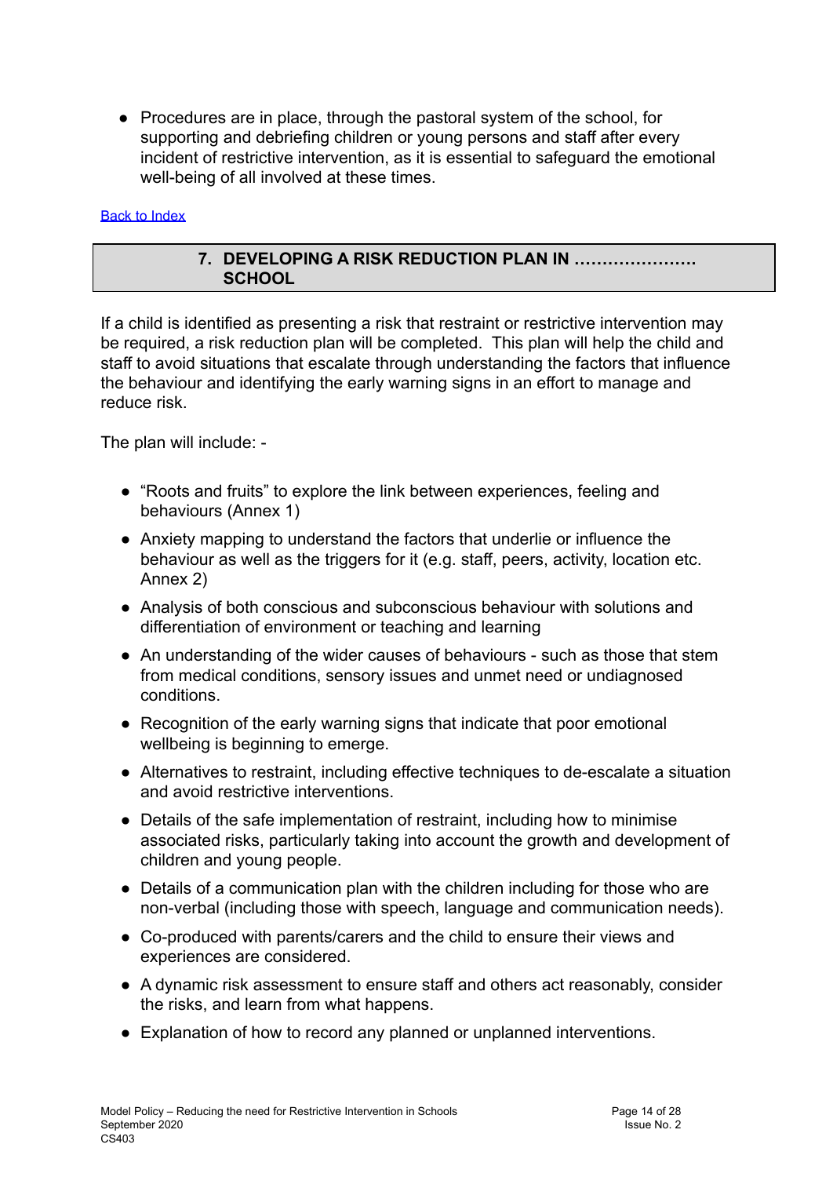- Procedures are in place, through the pastoral system of the school, for supporting and debriefing children or young persons and staff after every incident of restrictive intervention, as it is essential to safeguard the emotional well-being of all involved at these times.

[Back to Index]

## 7. DEVELOPING A RISK REDUCTION PLAN IN …………………. SCHOOL

If a child is identified as presenting a risk that restraint or restrictive intervention may be required, a risk reduction plan will be completed. This plan will help the child and staff to avoid situations that escalate through understanding the factors that influence the behaviour and identifying the early warning signs in an effort to manage and reduce risk.

The plan will include: -

- "Roots and fruits" to explore the link between experiences, feeling and behaviours (Annex 1)
- Anxiety mapping to understand the factors that underlie or influence the behaviour as well as the triggers for it (e.g. staff, peers, activity, location etc. Annex 2)
- Analysis of both conscious and subconscious behaviour with solutions and differentiation of environment or teaching and learning
- An understanding of the wider causes of behaviours - such as those that stem from medical conditions, sensory issues and unmet need or undiagnosed conditions.
- Recognition of the early warning signs that indicate that poor emotional wellbeing is beginning to emerge.
- Alternatives to restraint, including effective techniques to de-escalate a situation and avoid restrictive interventions.
- Details of the safe implementation of restraint, including how to minimise associated risks, particularly taking into account the growth and development of children and young people.
- Details of a communication plan with the children including for those who are non-verbal (including those with speech, language and communication needs).
- Co-produced with parents/carers and the child to ensure their views and experiences are considered.
- A dynamic risk assessment to ensure staff and others act reasonably, consider the risks, and learn from what happens.
- Explanation of how to record any planned or unplanned interventions.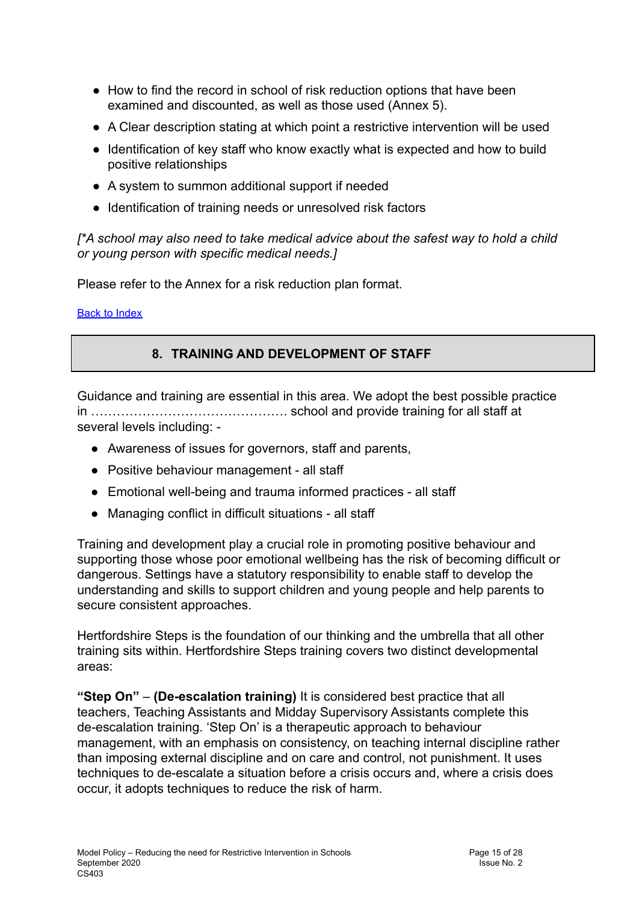- How to find the record in school of risk reduction options that have been examined and discounted, as well as those used (Annex 5).
- A Clear description stating at which point a restrictive intervention will be used
- Identification of key staff who know exactly what is expected and how to build positive relationships
- A system to summon additional support if needed
- Identification of training needs or unresolved risk factors

*[*A school may also need to take medical advice about the safest way to hold a child or young person with specific medical needs.]*

Please refer to the Annex for a risk reduction plan format.

Back to Index

## 8. TRAINING AND DEVELOPMENT OF STAFF

Guidance and training are essential in this area. We adopt the best possible practice in ………………………………………. school and provide training for all staff at several levels including: -

- Awareness of issues for governors, staff and parents,
- Positive behaviour management - all staff
- Emotional well-being and trauma informed practices - all staff
- Managing conflict in difficult situations - all staff

Training and development play a crucial role in promoting positive behaviour and supporting those whose poor emotional wellbeing has the risk of becoming difficult or dangerous. Settings have a statutory responsibility to enable staff to develop the understanding and skills to support children and young people and help parents to secure consistent approaches.

Hertfordshire Steps is the foundation of our thinking and the umbrella that all other training sits within. Hertfordshire Steps training covers two distinct developmental areas:

**"Step On"** – **(De-escalation training)** It is considered best practice that all teachers, Teaching Assistants and Midday Supervisory Assistants complete this de-escalation training. 'Step On' is a therapeutic approach to behaviour management, with an emphasis on consistency, on teaching internal discipline rather than imposing external discipline and on care and control, not punishment. It uses techniques to de-escalate a situation before a crisis occurs and, where a crisis does occur, it adopts techniques to reduce the risk of harm.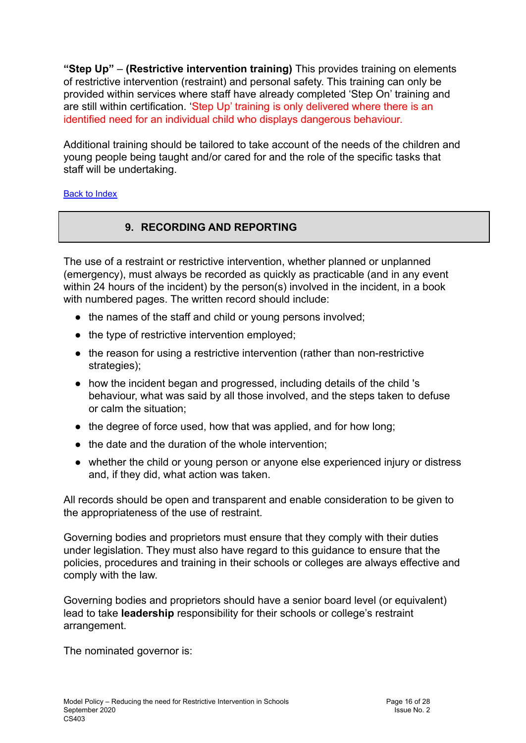**"Step Up"** – **(Restrictive intervention training)** This provides training on elements of restrictive intervention (restraint) and personal safety. This training can only be provided within services where staff have already completed 'Step On' training and are still within certification. 'Step Up' training is only delivered where there is an identified need for an individual child who displays dangerous behaviour.

Additional training should be tailored to take account of the needs of the children and young people being taught and/or cared for and the role of the specific tasks that staff will be undertaking.

Back to Index

## 9. RECORDING AND REPORTING

The use of a restraint or restrictive intervention, whether planned or unplanned (emergency), must always be recorded as quickly as practicable (and in any event within 24 hours of the incident) by the person(s) involved in the incident, in a book with numbered pages. The written record should include:

- the names of the staff and child or young persons involved;
- the type of restrictive intervention employed;
- the reason for using a restrictive intervention (rather than non-restrictive strategies);
- how the incident began and progressed, including details of the child 's behaviour, what was said by all those involved, and the steps taken to defuse or calm the situation;
- the degree of force used, how that was applied, and for how long;
- the date and the duration of the whole intervention;
- whether the child or young person or anyone else experienced injury or distress and, if they did, what action was taken.

All records should be open and transparent and enable consideration to be given to the appropriateness of the use of restraint.

Governing bodies and proprietors must ensure that they comply with their duties under legislation. They must also have regard to this guidance to ensure that the policies, procedures and training in their schools or colleges are always effective and comply with the law.

Governing bodies and proprietors should have a senior board level (or equivalent) lead to take **leadership** responsibility for their schools or college's restraint arrangement.

The nominated governor is: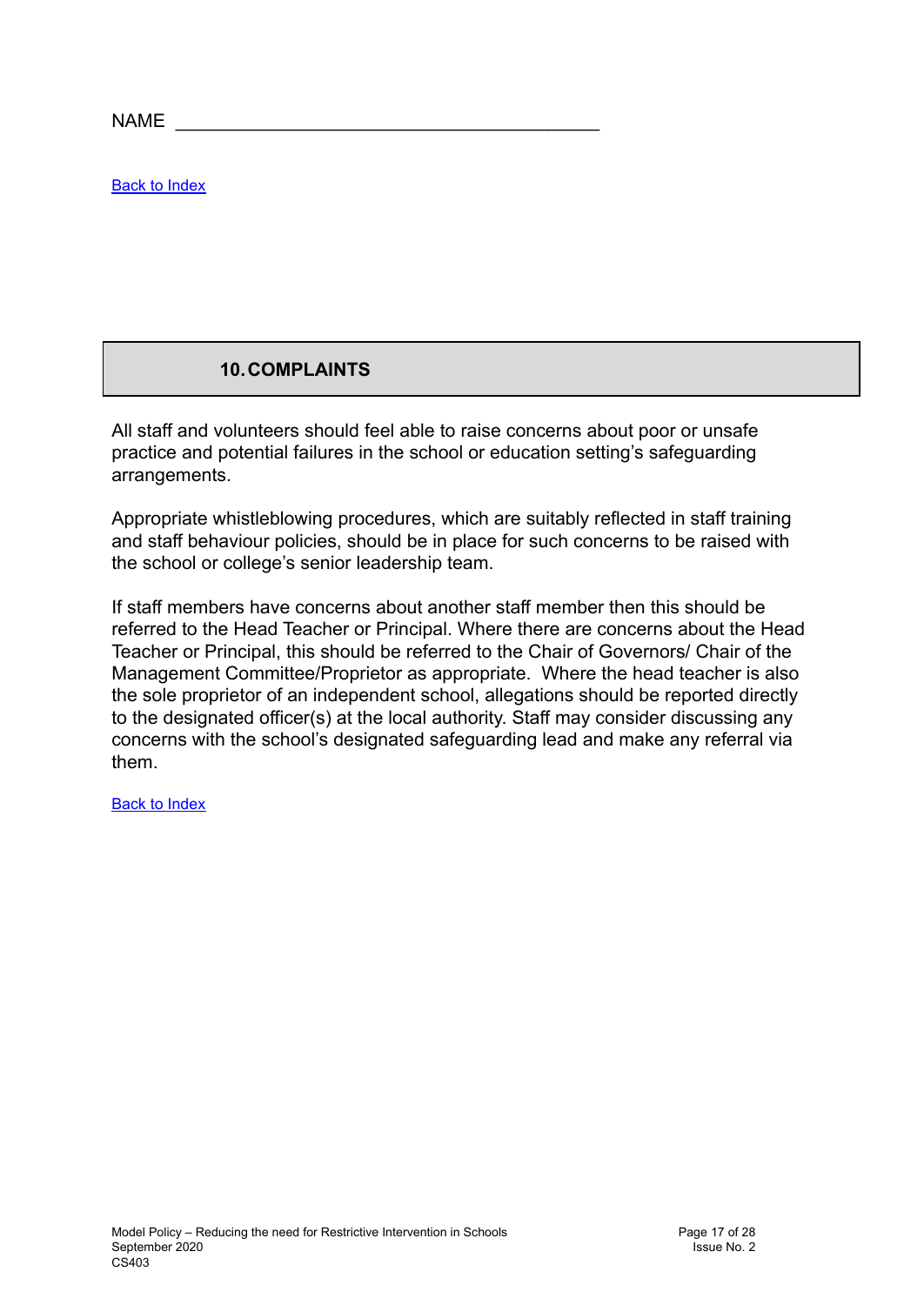NAME ________________________________________

Back to Index

## 10. COMPLAINTS

All staff and volunteers should feel able to raise concerns about poor or unsafe practice and potential failures in the school or education setting's safeguarding arrangements.

Appropriate whistleblowing procedures, which are suitably reflected in staff training and staff behaviour policies, should be in place for such concerns to be raised with the school or college's senior leadership team.

If staff members have concerns about another staff member then this should be referred to the Head Teacher or Principal. Where there are concerns about the Head Teacher or Principal, this should be referred to the Chair of Governors/ Chair of the Management Committee/Proprietor as appropriate. Where the head teacher is also the sole proprietor of an independent school, allegations should be reported directly to the designated officer(s) at the local authority. Staff may consider discussing any concerns with the school's designated safeguarding lead and make any referral via them.

Back to Index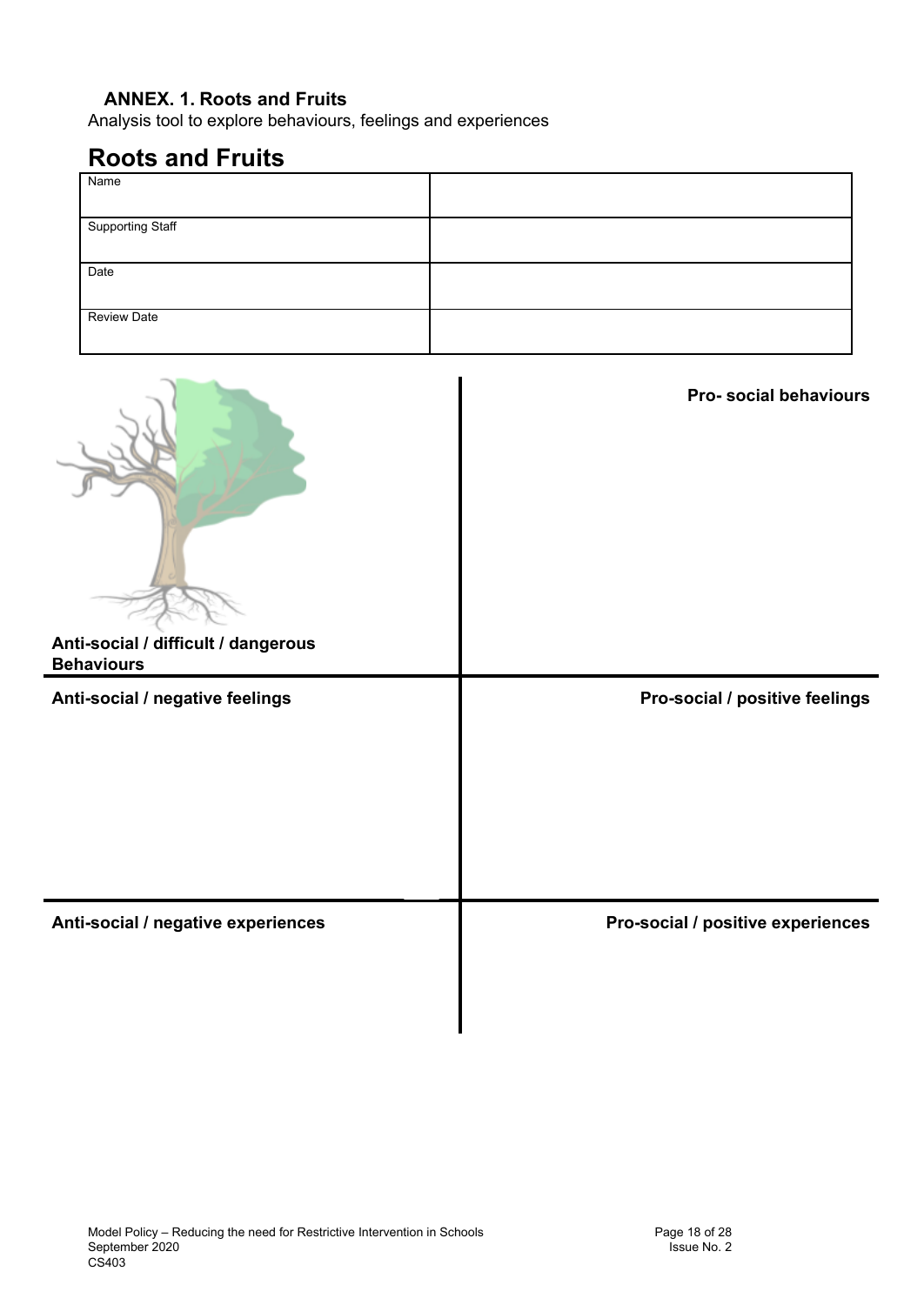**ANNEX. 1. Roots and Fruits**

Analysis tool to explore behaviours, feelings and experiences

# Roots and Fruits

| Name | |
| --- | --- |
| Supporting Staff | |
| Date | |
| Review Date | |

| | |
| --- | --- |
| **Anti-social / difficult / dangerous Behaviours** | **Pro- social behaviours** |
| **Anti-social / negative feelings** | **Pro-social / positive feelings** |
| **Anti-social / negative experiences** | **Pro-social / positive experiences** |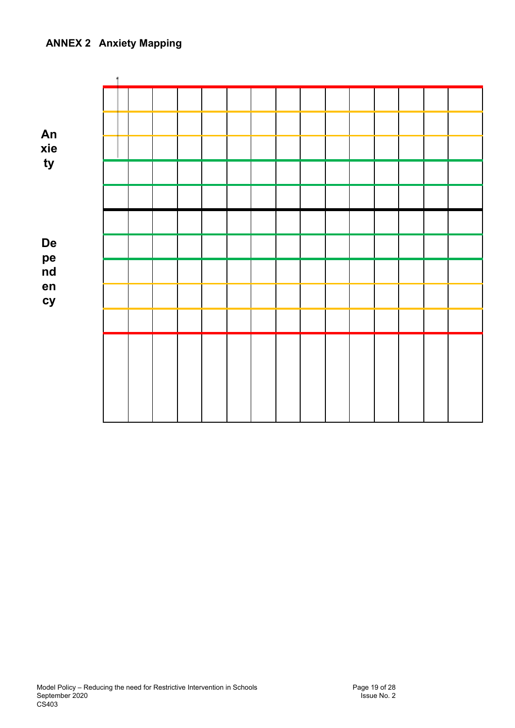## ANNEX 2 Anxiety Mapping

Anxiety

Dependency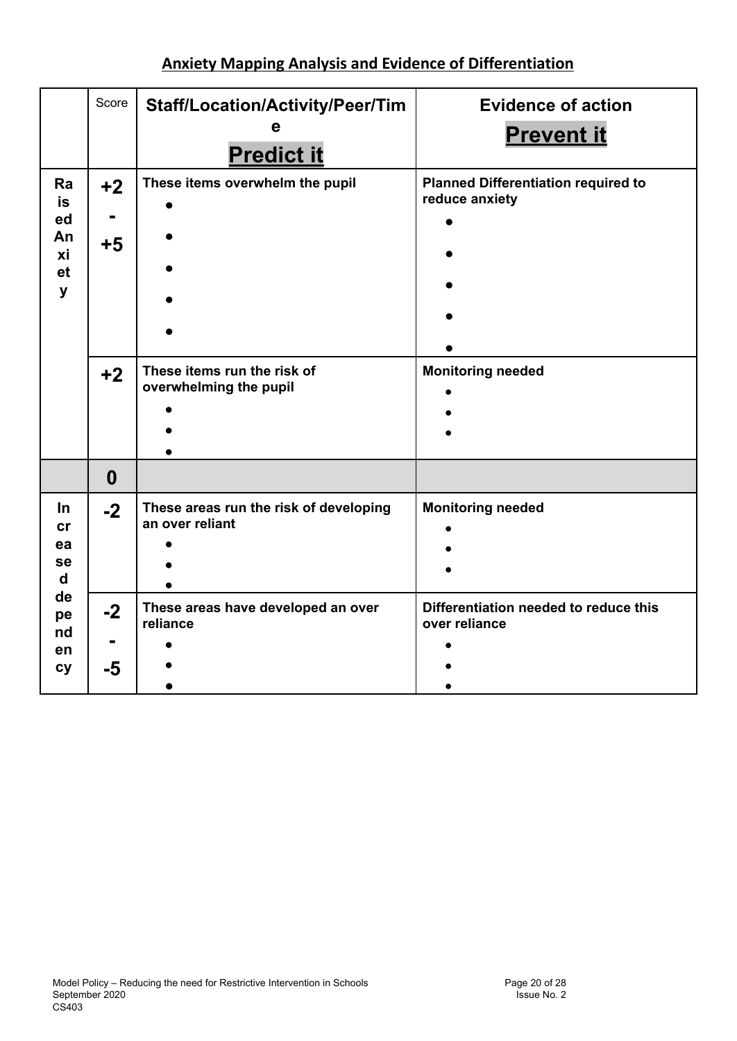## Anxiety Mapping Analysis and Evidence of Differentiation

| | Score | Staff/Location/Activity/Peer/Time<br>**Predict it** | Evidence of action<br>**Prevent it** |
|---|---|---|---|
| **Raised Anxiety** | **+2 - +5** | **These items overwhelm the pupil**<br>•<br>•<br>•<br>•<br>• | **Planned Differentiation required to reduce anxiety**<br>•<br>•<br>•<br>•<br>• |
| | **+2** | **These items run the risk of overwhelming the pupil**<br>•<br>•<br>• | **Monitoring needed**<br>•<br>•<br>• |
| | **0** | | |
| **Increased dependency** | **-2** | **These areas run the risk of developing an over reliant**<br>•<br>•<br>• | **Monitoring needed**<br>•<br>•<br>• |
| | **-2 - -5** | **These areas have developed an over reliance**<br>•<br>•<br>• | **Differentiation needed to reduce this over reliance**<br>•<br>•<br>• |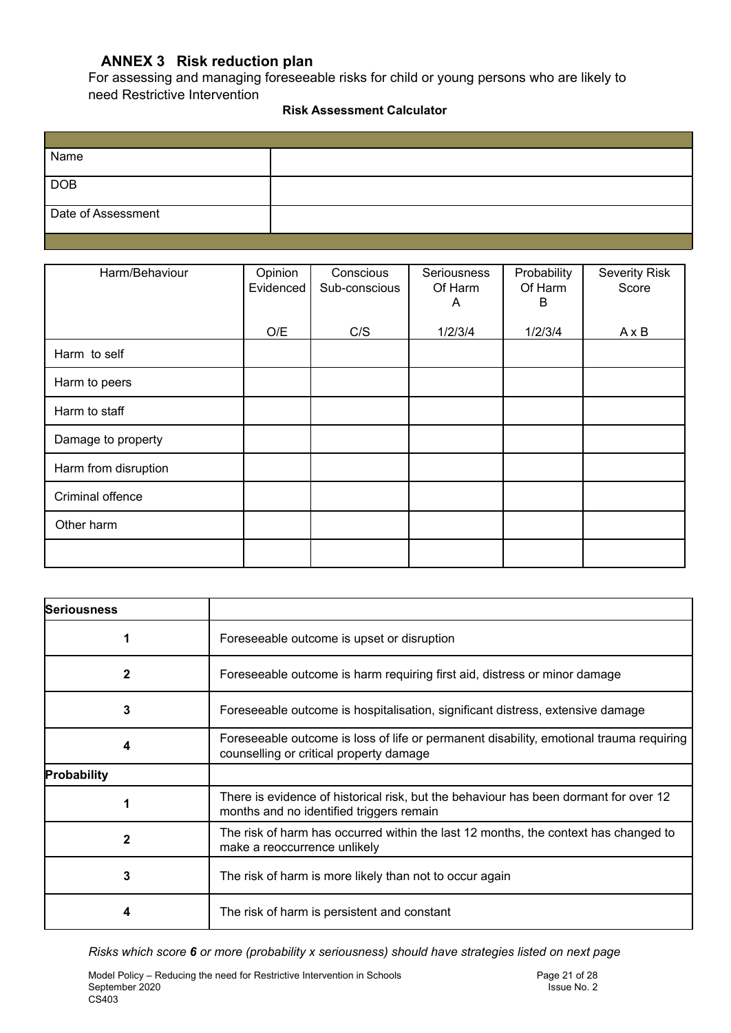## ANNEX 3 Risk reduction plan

For assessing and managing foreseeable risks for child or young persons who are likely to need Restrictive Intervention

**Risk Assessment Calculator**

| | |
|---|---|
| Name | |
| DOB | |
| Date of Assessment | |

| Harm/Behaviour | Opinion Evidenced<br><br>O/E | Conscious Sub-conscious<br><br>C/S | Seriousness Of Harm A<br><br>1/2/3/4 | Probability Of Harm B<br><br>1/2/3/4 | Severity Risk Score<br><br>A x B |
|---|---|---|---|---|---|
| Harm to self | | | | | |
| Harm to peers | | | | | |
| Harm to staff | | | | | |
| Damage to property | | | | | |
| Harm from disruption | | | | | |
| Criminal offence | | | | | |
| Other harm | | | | | |
| | | | | | |

| **Seriousness** | |
|---|---|
| **1** | Foreseeable outcome is upset or disruption |
| **2** | Foreseeable outcome is harm requiring first aid, distress or minor damage |
| **3** | Foreseeable outcome is hospitalisation, significant distress, extensive damage |
| **4** | Foreseeable outcome is loss of life or permanent disability, emotional trauma requiring counselling or critical property damage |
| **Probability** | |
| **1** | There is evidence of historical risk, but the behaviour has been dormant for over 12 months and no identified triggers remain |
| **2** | The risk of harm has occurred within the last 12 months, the context has changed to make a reoccurrence unlikely |
| **3** | The risk of harm is more likely than not to occur again |
| **4** | The risk of harm is persistent and constant |

*Risks which score **6** or more (probability x seriousness) should have strategies listed on next page*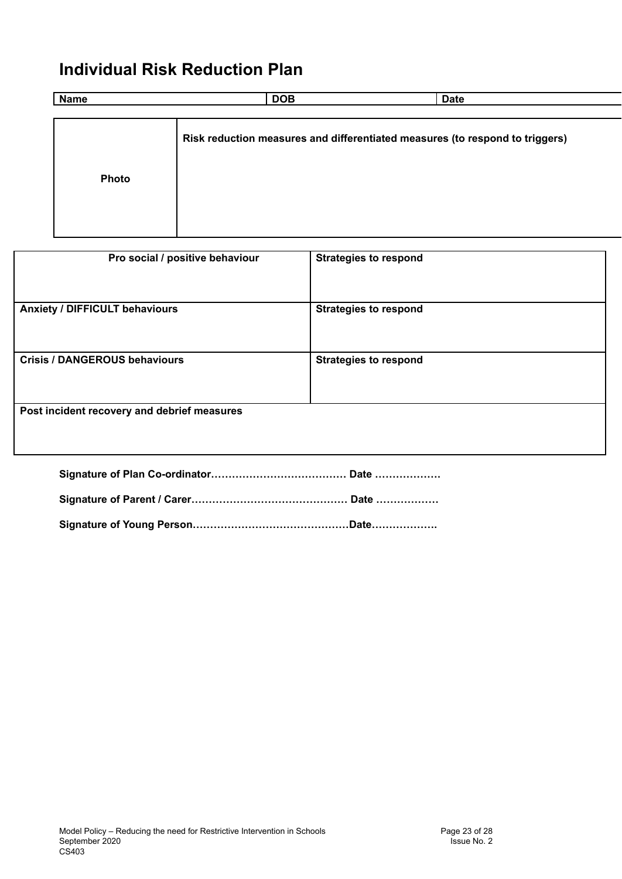# Individual Risk Reduction Plan

| Name | DOB | Date |
| --- | --- | --- |

| Photo | Risk reduction measures and differentiated measures (to respond to triggers) |
| --- | --- |

| Pro social / positive behaviour | Strategies to respond |
| --- | --- |
| **Anxiety / DIFFICULT behaviours** | **Strategies to respond** |
| **Crisis / DANGEROUS behaviours** | **Strategies to respond** |
| **Post incident recovery and debrief measures** | |

**Signature of Plan Co-ordinator………………………………… Date ………………**

**Signature of Parent / Carer……………………………………… Date ………………**

**Signature of Young Person………………………………………Date………………**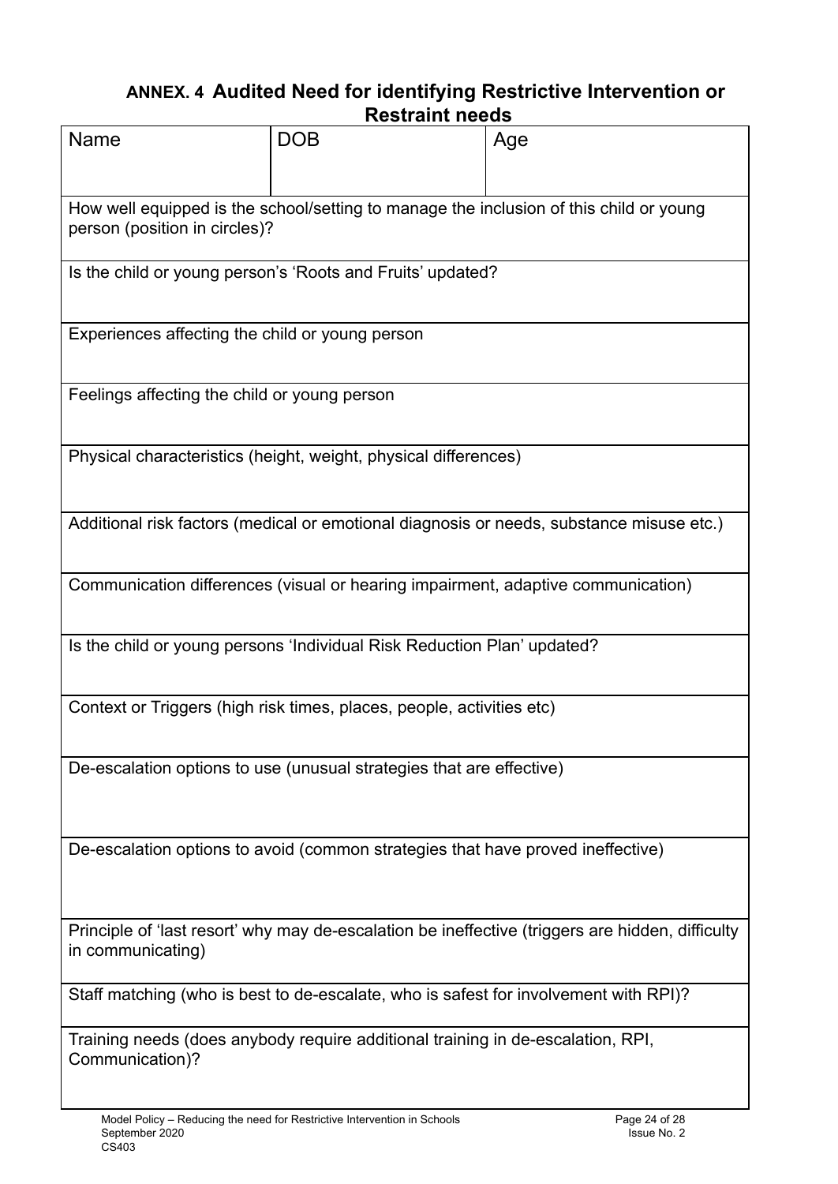## ANNEX. 4 Audited Need for identifying Restrictive Intervention or Restraint needs

| Name | DOB | Age |
|---|---|---|
| How well equipped is the school/setting to manage the inclusion of this child or young person (position in circles)? | | |
| Is the child or young person's 'Roots and Fruits' updated? | | |
| Experiences affecting the child or young person | | |
| Feelings affecting the child or young person | | |
| Physical characteristics (height, weight, physical differences) | | |
| Additional risk factors (medical or emotional diagnosis or needs, substance misuse etc.) | | |
| Communication differences (visual or hearing impairment, adaptive communication) | | |
| Is the child or young persons 'Individual Risk Reduction Plan' updated? | | |
| Context or Triggers (high risk times, places, people, activities etc) | | |
| De-escalation options to use (unusual strategies that are effective) | | |
| De-escalation options to avoid (common strategies that have proved ineffective) | | |
| Principle of 'last resort' why may de-escalation be ineffective (triggers are hidden, difficulty in communicating) | | |
| Staff matching (who is best to de-escalate, who is safest for involvement with RPI)? | | |
| Training needs (does anybody require additional training in de-escalation, RPI, Communication)? | | |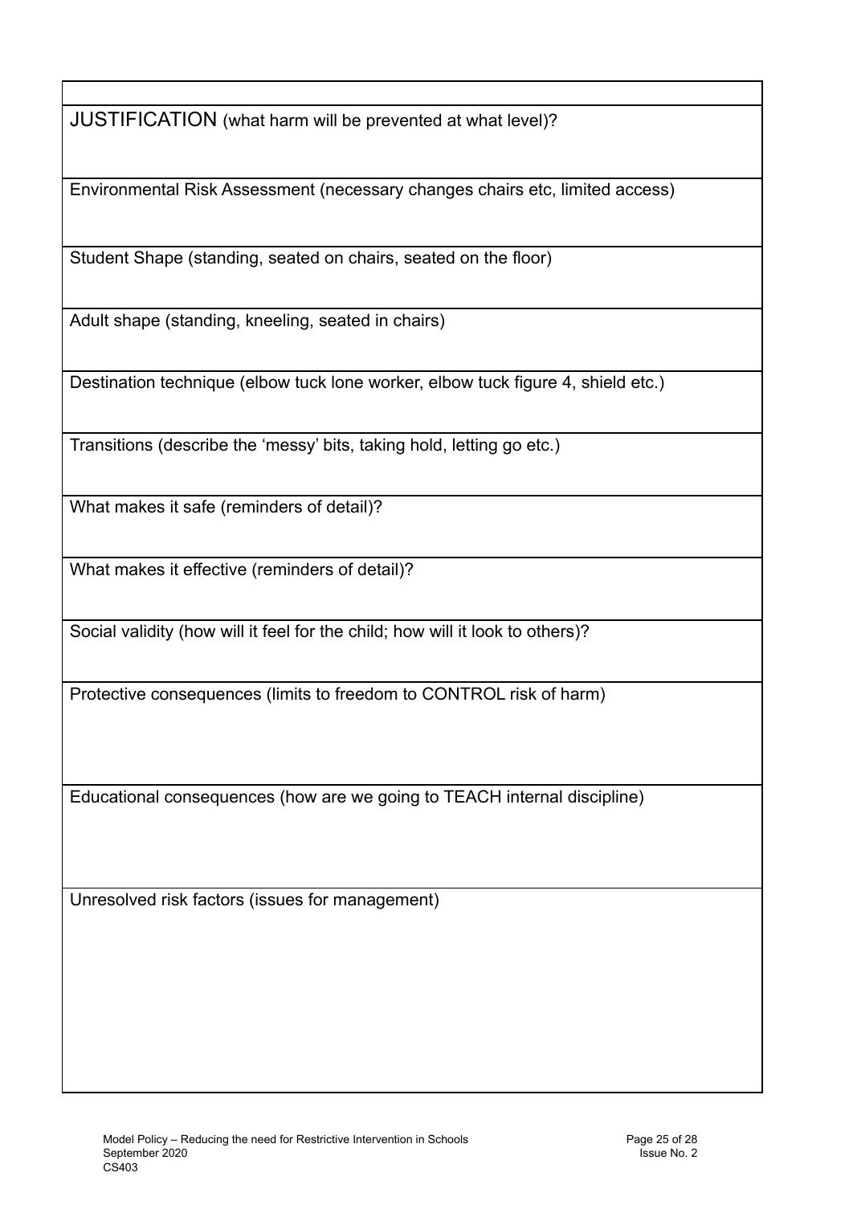| |
|---|
| JUSTIFICATION (what harm will be prevented at what level)? |
| Environmental Risk Assessment (necessary changes chairs etc, limited access) |
| Student Shape (standing, seated on chairs, seated on the floor) |
| Adult shape (standing, kneeling, seated in chairs) |
| Destination technique (elbow tuck lone worker, elbow tuck figure 4, shield etc.) |
| Transitions (describe the 'messy' bits, taking hold, letting go etc.) |
| What makes it safe (reminders of detail)? |
| What makes it effective (reminders of detail)? |
| Social validity (how will it feel for the child; how will it look to others)? |
| Protective consequences (limits to freedom to CONTROL risk of harm) |
| Educational consequences (how are we going to TEACH internal discipline) |
| Unresolved risk factors (issues for management) |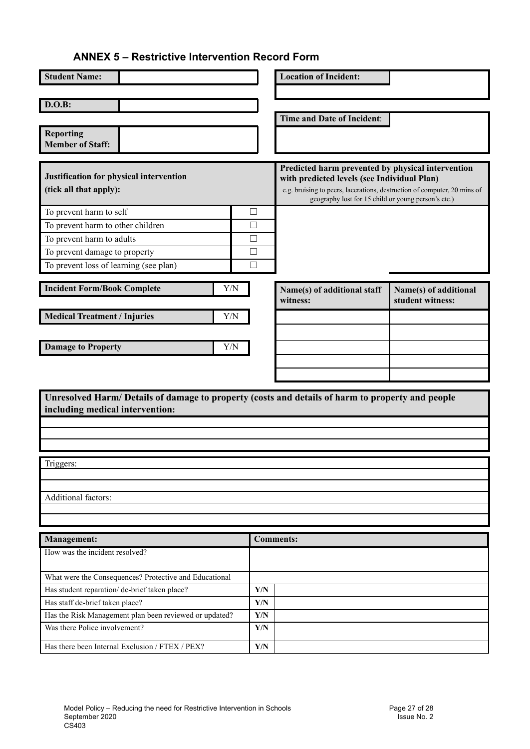## ANNEX 5 – Restrictive Intervention Record Form

| **Student Name:** | |
|---|---|
| **D.O.B:** | |
| **Reporting Member of Staff:** | |

| **Location of Incident:** | |
|---|---|
| **Time and Date of Incident:** | |

| **Justification for physical intervention (tick all that apply):** | |
|---|---|
| To prevent harm to self | ☐ |
| To prevent harm to other children | ☐ |
| To prevent harm to adults | ☐ |
| To prevent damage to property | ☐ |
| To prevent loss of learning (see plan) | ☐ |

| **Predicted harm prevented by physical intervention with predicted levels (see Individual Plan)** e.g. bruising to peers, lacerations, destruction of computer, 20 mins of geography lost for 15 child or young person's etc.) |
|---|
| |

| **Incident Form/Book Complete** | Y/N |
|---|---|
| **Medical Treatment / Injuries** | Y/N |
| **Damage to Property** | Y/N |

| **Name(s) of additional staff witness:** | **Name(s) of additional student witness:** |
|---|---|
| | |
| | |
| | |
| | |
| | |

| **Unresolved Harm/ Details of damage to property (costs and details of harm to property and people including medical intervention:** |
|---|
| |
| |
| |

| Triggers: |
|---|
| |
| |
| Additional factors: |
| |
| |

| **Management:** | **Comments:** | |
|---|---|---|
| How was the incident resolved? | | |
| What were the Consequences? Protective and Educational | | |
| Has student reparation/ de-brief taken place? | **Y/N** | |
| Has staff de-brief taken place? | **Y/N** | |
| Has the Risk Management plan been reviewed or updated? | **Y/N** | |
| Was there Police involvement? | **Y/N** | |
| Has there been Internal Exclusion / FTEX / PEX? | **Y/N** | |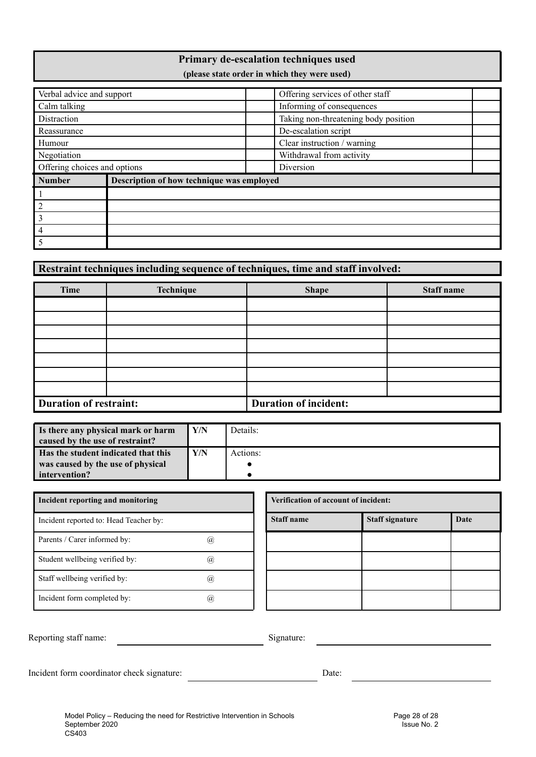## Primary de-escalation techniques used

**(please state order in which they were used)**

| | | | |
|---|---|---|---|
| Verbal advice and support | | Offering services of other staff | |
| Calm talking | | Informing of consequences | |
| Distraction | | Taking non-threatening body position | |
| Reassurance | | De-escalation script | |
| Humour | | Clear instruction / warning | |
| Negotiation | | Withdrawal from activity | |
| Offering choices and options | | Diversion | |

| Number | Description of how technique was employed |
|---|---|
| 1 | |
| 2 | |
| 3 | |
| 4 | |
| 5 | |

## Restraint techniques including sequence of techniques, time and staff involved:

| Time | Technique | Shape | Staff name |
|---|---|---|---|
| | | | |
| | | | |
| | | | |
| | | | |
| | | | |
| | | | |
| | | | |
| **Duration of restraint:** | | **Duration of incident:** | |

| | | |
|---|---|---|
| **Is there any physical mark or harm caused by the use of restraint?** | **Y/N** | Details: |
| **Has the student indicated that this was caused by the use of physical intervention?** | **Y/N** | Actions: <br>● <br>● |

| **Incident reporting and monitoring** | |
|---|---|
| Incident reported to: Head Teacher by: | |
| Parents / Carer informed by: | @ |
| Student wellbeing verified by: | @ |
| Staff wellbeing verified by: | @ |
| Incident form completed by: | @ |

| **Verification of account of incident:** | | |
|---|---|---|
| **Staff name** | **Staff signature** | **Date** |
| | | |
| | | |
| | | |
| | | |

Reporting staff name: ______________________ Signature: ______________________

Incident form coordinator check signature: ______________________ Date: ______________________

Model Policy – Reducing the need for Restrictive Intervention in Schools
September 2020
CS403

Issue No. 2